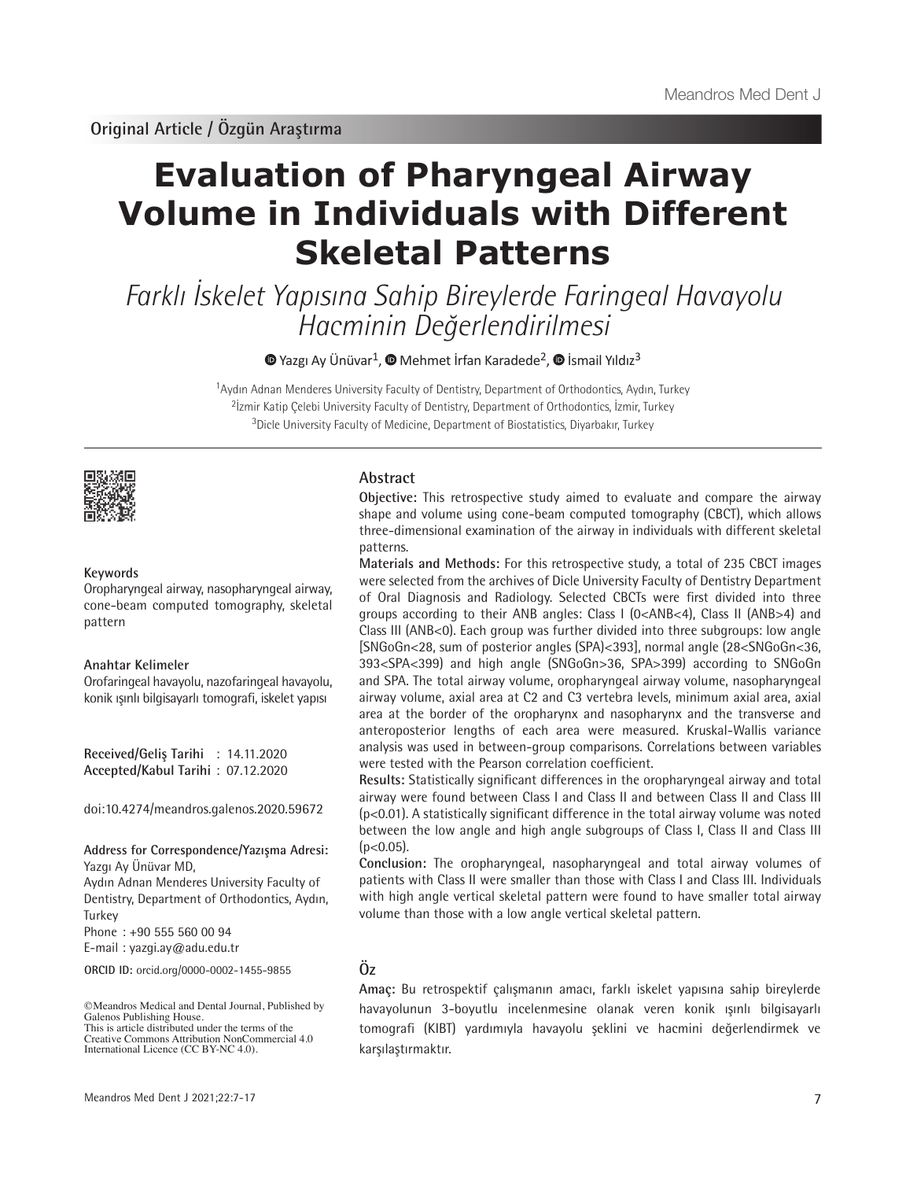Original Article / Özgün Araştırma

# Evaluation of Pharyngeal Airway Volume in Individuals with Different Skeletal Patterns

*Farklı İskelet Yapısına Sahip Bireylerde Faringeal Havayolu Hacminin Değerlendirilmesi*

Yazgı Ay Ünüvar[1], Mehmet İrfan Karadede[2], İsmail Yıldız[3]

[1]Aydın Adnan Menderes University Faculty of Dentistry, Department of Orthodontics, Aydın, Turkey
[2]İzmir Katip Çelebi University Faculty of Dentistry, Department of Orthodontics, İzmir, Turkey
[3]Dicle University Faculty of Medicine, Department of Biostatistics, Diyarbakır, Turkey

## Abstract

**Objective:** This retrospective study aimed to evaluate and compare the airway shape and volume using cone-beam computed tomography (CBCT), which allows three-dimensional examination of the airway in individuals with different skeletal patterns.

**Materials and Methods:** For this retrospective study, a total of 235 CBCT images were selected from the archives of Dicle University Faculty of Dentistry Department of Oral Diagnosis and Radiology. Selected CBCTs were first divided into three groups according to their ANB angles: Class I (0<ANB<4), Class II (ANB>4) and Class III (ANB<0). Each group was further divided into three subgroups: low angle [SNGoGn<28, sum of posterior angles (SPA)<393], normal angle (28<SNGoGn<36, 393<SPA<399) and high angle (SNGoGn>36, SPA>399) according to SNGoGn and SPA. The total airway volume, oropharyngeal airway volume, nasopharyngeal airway volume, axial area at C2 and C3 vertebra levels, minimum axial area, axial area at the border of the oropharynx and nasopharynx and the transverse and anteroposterior lengths of each area were measured. Kruskal-Wallis variance analysis was used in between-group comparisons. Correlations between variables were tested with the Pearson correlation coefficient.

**Results:** Statistically significant differences in the oropharyngeal airway and total airway were found between Class I and Class II and between Class II and Class III ($p<0.01$). A statistically significant difference in the total airway volume was noted between the low angle and high angle subgroups of Class I, Class II and Class III ($p<0.05$).

**Conclusion:** The oropharyngeal, nasopharyngeal and total airway volumes of patients with Class II were smaller than those with Class I and Class III. Individuals with high angle vertical skeletal pattern were found to have smaller total airway volume than those with a low angle vertical skeletal pattern.

### Keywords

Oropharyngeal airway, nasopharyngeal airway, cone-beam computed tomography, skeletal pattern

### Anahtar Kelimeler

Orofaringeal havayolu, nazofaringeal havayolu, konik ışınlı bilgisayarlı tomografi, iskelet yapısı

**Received/Geliş Tarihi** : 14.11.2020
**Accepted/Kabul Tarihi** : 07.12.2020

doi:10.4274/meandros.galenos.2020.59672

**Address for Correspondence/Yazışma Adresi:**
Yazgı Ay Ünüvar MD,
Aydın Adnan Menderes University Faculty of Dentistry, Department of Orthodontics, Aydın, Turkey
Phone : +90 555 560 00 94
E-mail : yazgi.ay@adu.edu.tr

**ORCID ID:** orcid.org/0000-0002-1455-9855

©Meandros Medical and Dental Journal, Published by Galenos Publishing House.
This is article distributed under the terms of the Creative Commons Attribution NonCommercial 4.0 International Licence (CC BY-NC 4.0).

## Öz

**Amaç:** Bu retrospektif çalışmanın amacı, farklı iskelet yapısına sahip bireylerde havayolunun 3-boyutlu incelenmesine olanak veren konik ışınlı bilgisayarlı tomografi (KIBT) yardımıyla havayolu şeklini ve hacmini değerlendirmek ve karşılaştırmaktır.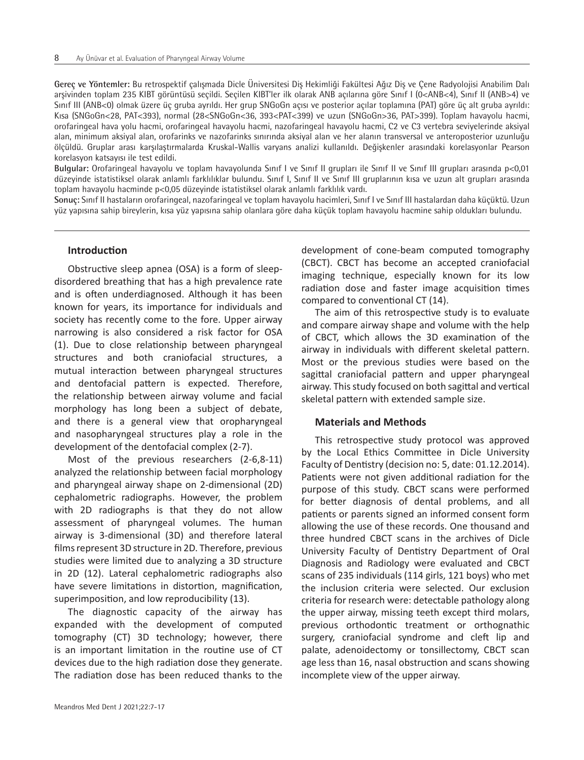**Gereç ve Yöntemler:** Bu retrospektif çalışmada Dicle Üniversitesi Diş Hekimliği Fakültesi Ağız Diş ve Çene Radyolojisi Anabilim Dalı arşivinden toplam 235 KIBT görüntüsü seçildi. Seçilen KIBT'ler ilk olarak ANB açılarına göre Sınıf I (0<ANB<4), Sınıf II (ANB>4) ve Sınıf III (ANB<0) olmak üzere üç gruba ayrıldı. Her grup SNGoGn açısı ve posterior açılar toplamına (PAT) göre üç alt gruba ayrıldı: Kısa (SNGoGn<28, PAT<393), normal (28<SNGoGn<36, 393<PAT<399) ve uzun (SNGoGn>36, PAT>399). Toplam havayolu hacmi, orofaringeal hava yolu hacmi, orofaringeal havayolu hacmi, nazofaringeal havayolu hacmi, C2 ve C3 vertebra seviyelerinde aksiyal alan, minimum aksiyal alan, orofarinks ve nazofarinks sınırında aksiyal alan ve her alanın transversal ve anteroposterior uzunluğu ölçüldü. Gruplar arası karşılaştırmalarda Kruskal-Wallis varyans analizi kullanıldı. Değişkenler arasındaki korelasyonlar Pearson korelasyon katsayısı ile test edildi.

**Bulgular:** Orofaringeal havayolu ve toplam havayolunda Sınıf I ve Sınıf II grupları ile Sınıf II ve Sınıf III grupları arasında p<0,01 düzeyinde istatistiksel olarak anlamlı farklılıklar bulundu. Sınıf I, Sınıf II ve Sınıf III gruplarının kısa ve uzun alt grupları arasında toplam havayolu hacminde p<0,05 düzeyinde istatistiksel olarak anlamlı farklılık vardı.

**Sonuç:** Sınıf II hastaların orofaringeal, nazofaringeal ve toplam havayolu hacimleri, Sınıf I ve Sınıf III hastalardan daha küçüktü. Uzun yüz yapısına sahip bireylerin, kısa yüz yapısına sahip olanlara göre daha küçük toplam havayolu hacmine sahip oldukları bulundu.

## Introduction

Obstructive sleep apnea (OSA) is a form of sleep-disordered breathing that has a high prevalence rate and is often underdiagnosed. Although it has been known for years, its importance for individuals and society has recently come to the fore. Upper airway narrowing is also considered a risk factor for OSA (1). Due to close relationship between pharyngeal structures and both craniofacial structures, a mutual interaction between pharyngeal structures and dentofacial pattern is expected. Therefore, the relationship between airway volume and facial morphology has long been a subject of debate, and there is a general view that oropharyngeal and nasopharyngeal structures play a role in the development of the dentofacial complex (2-7).

Most of the previous researchers (2-6,8-11) analyzed the relationship between facial morphology and pharyngeal airway shape on 2-dimensional (2D) cephalometric radiographs. However, the problem with 2D radiographs is that they do not allow assessment of pharyngeal volumes. The human airway is 3-dimensional (3D) and therefore lateral films represent 3D structure in 2D. Therefore, previous studies were limited due to analyzing a 3D structure in 2D (12). Lateral cephalometric radiographs also have severe limitations in distortion, magnification, superimposition, and low reproducibility (13).

The diagnostic capacity of the airway has expanded with the development of computed tomography (CT) 3D technology; however, there is an important limitation in the routine use of CT devices due to the high radiation dose they generate. The radiation dose has been reduced thanks to the development of cone-beam computed tomography (CBCT). CBCT has become an accepted craniofacial imaging technique, especially known for its low radiation dose and faster image acquisition times compared to conventional CT (14).

The aim of this retrospective study is to evaluate and compare airway shape and volume with the help of CBCT, which allows the 3D examination of the airway in individuals with different skeletal pattern. Most or the previous studies were based on the sagittal craniofacial pattern and upper pharyngeal airway. This study focused on both sagittal and vertical skeletal pattern with extended sample size.

## Materials and Methods

This retrospective study protocol was approved by the Local Ethics Committee in Dicle University Faculty of Dentistry (decision no: 5, date: 01.12.2014). Patients were not given additional radiation for the purpose of this study. CBCT scans were performed for better diagnosis of dental problems, and all patients or parents signed an informed consent form allowing the use of these records. One thousand and three hundred CBCT scans in the archives of Dicle University Faculty of Dentistry Department of Oral Diagnosis and Radiology were evaluated and CBCT scans of 235 individuals (114 girls, 121 boys) who met the inclusion criteria were selected. Our exclusion criteria for research were: detectable pathology along the upper airway, missing teeth except third molars, previous orthodontic treatment or orthognathic surgery, craniofacial syndrome and cleft lip and palate, adenoidectomy or tonsillectomy, CBCT scan age less than 16, nasal obstruction and scans showing incomplete view of the upper airway.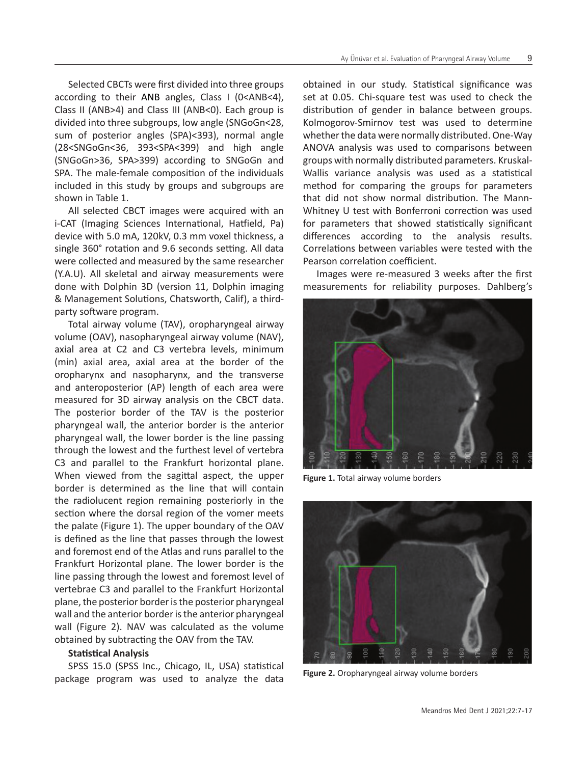Selected CBCTs were first divided into three groups according to their ANB angles, Class I (0<ANB<4), Class II (ANB>4) and Class III (ANB<0). Each group is divided into three subgroups, low angle (SNGoGn<28, sum of posterior angles (SPA)<393), normal angle (28<SNGoGn<36, 393<SPA<399) and high angle (SNGoGn>36, SPA>399) according to SNGoGn and SPA. The male-female composition of the individuals included in this study by groups and subgroups are shown in Table 1.

All selected CBCT images were acquired with an i-CAT (Imaging Sciences International, Hatfield, Pa) device with 5.0 mA, 120kV, 0.3 mm voxel thickness, a single 360° rotation and 9.6 seconds setting. All data were collected and measured by the same researcher (Y.A.U). All skeletal and airway measurements were done with Dolphin 3D (version 11, Dolphin imaging & Management Solutions, Chatsworth, Calif), a third-party software program.

Total airway volume (TAV), oropharyngeal airway volume (OAV), nasopharyngeal airway volume (NAV), axial area at C2 and C3 vertebra levels, minimum (min) axial area, axial area at the border of the oropharynx and nasopharynx, and the transverse and anteroposterior (AP) length of each area were measured for 3D airway analysis on the CBCT data. The posterior border of the TAV is the posterior pharyngeal wall, the anterior border is the anterior pharyngeal wall, the lower border is the line passing through the lowest and the furthest level of vertebra C3 and parallel to the Frankfurt horizontal plane. When viewed from the sagittal aspect, the upper border is determined as the line that will contain the radiolucent region remaining posteriorly in the section where the dorsal region of the vomer meets the palate (Figure 1). The upper boundary of the OAV is defined as the line that passes through the lowest and foremost end of the Atlas and runs parallel to the Frankfurt Horizontal plane. The lower border is the line passing through the lowest and foremost level of vertebrae C3 and parallel to the Frankfurt Horizontal plane, the posterior border is the posterior pharyngeal wall and the anterior border is the anterior pharyngeal wall (Figure 2). NAV was calculated as the volume obtained by subtracting the OAV from the TAV.

**Statistical Analysis**

SPSS 15.0 (SPSS Inc., Chicago, IL, USA) statistical package program was used to analyze the data obtained in our study. Statistical significance was set at 0.05. Chi-square test was used to check the distribution of gender in balance between groups. Kolmogorov-Smirnov test was used to determine whether the data were normally distributed. One-Way ANOVA analysis was used to comparisons between groups with normally distributed parameters. Kruskal-Wallis variance analysis was used as a statistical method for comparing the groups for parameters that did not show normal distribution. The Mann-Whitney U test with Bonferroni correction was used for parameters that showed statistically significant differences according to the analysis results. Correlations between variables were tested with the Pearson correlation coefficient.

Images were re-measured 3 weeks after the first measurements for reliability purposes. Dahlberg's

**Figure 1.** Total airway volume borders

**Figure 2.** Oropharyngeal airway volume borders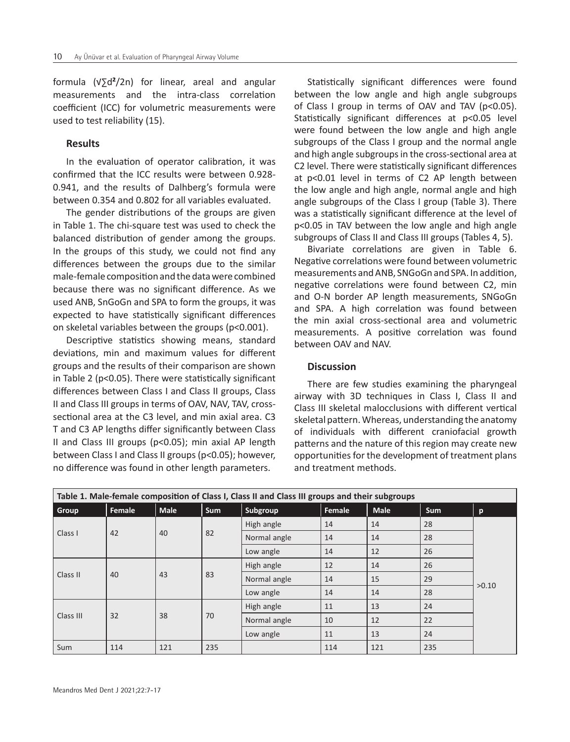formula ($\sqrt{\sum d^2/2n}$) for linear, areal and angular measurements and the intra-class correlation coefficient (ICC) for volumetric measurements were used to test reliability (15).

## Results

In the evaluation of operator calibration, it was confirmed that the ICC results were between 0.928-0.941, and the results of Dalhberg's formula were between 0.354 and 0.802 for all variables evaluated.

The gender distributions of the groups are given in Table 1. The chi-square test was used to check the balanced distribution of gender among the groups. In the groups of this study, we could not find any differences between the groups due to the similar male-female composition and the data were combined because there was no significant difference. As we used ANB, SnGoGn and SPA to form the groups, it was expected to have statistically significant differences on skeletal variables between the groups ($p<0.001$).

Descriptive statistics showing means, standard deviations, min and maximum values for different groups and the results of their comparison are shown in Table 2 ($p<0.05$). There were statistically significant differences between Class I and Class II groups, Class II and Class III groups in terms of OAV, NAV, TAV, cross-sectional area at the C3 level, and min axial area. C3 T and C3 AP lengths differ significantly between Class II and Class III groups ($p<0.05$); min axial AP length between Class I and Class II groups ($p<0.05$); however, no difference was found in other length parameters.

Statistically significant differences were found between the low angle and high angle subgroups of Class I group in terms of OAV and TAV ($p<0.05$). Statistically significant differences at $p<0.05$ level were found between the low angle and high angle subgroups of the Class I group and the normal angle and high angle subgroups in the cross-sectional area at C2 level. There were statistically significant differences at $p<0.01$ level in terms of C2 AP length between the low angle and high angle, normal angle and high angle subgroups of the Class I group (Table 3). There was a statistically significant difference at the level of $p<0.05$ in TAV between the low angle and high angle subgroups of Class II and Class III groups (Tables 4, 5).

Bivariate correlations are given in Table 6. Negative correlations were found between volumetric measurements and ANB, SNGoGn and SPA. In addition, negative correlations were found between C2, min and O-N border AP length measurements, SNGoGn and SPA. A high correlation was found between the min axial cross-sectional area and volumetric measurements. A positive correlation was found between OAV and NAV.

## Discussion

There are few studies examining the pharyngeal airway with 3D techniques in Class I, Class II and Class III skeletal malocclusions with different vertical skeletal pattern. Whereas, understanding the anatomy of individuals with different craniofacial growth patterns and the nature of this region may create new opportunities for the development of treatment plans and treatment methods.

**Table 1. Male-female composition of Class I, Class II and Class III groups and their subgroups**

| Group | Female | Male | Sum | Subgroup | Female | Male | Sum | p |
|---|---|---|---|---|---|---|---|---|
| Class I | 42 | 40 | 82 | High angle | 14 | 14 | 28 | >0.10 |
| | | | | Normal angle | 14 | 14 | 28 | |
| | | | | Low angle | 14 | 12 | 26 | |
| Class II | 40 | 43 | 83 | High angle | 12 | 14 | 26 | |
| | | | | Normal angle | 14 | 15 | 29 | |
| | | | | Low angle | 14 | 14 | 28 | |
| Class III | 32 | 38 | 70 | High angle | 11 | 13 | 24 | |
| | | | | Normal angle | 10 | 12 | 22 | |
| | | | | Low angle | 11 | 13 | 24 | |
| Sum | 114 | 121 | 235 | | 114 | 121 | 235 | |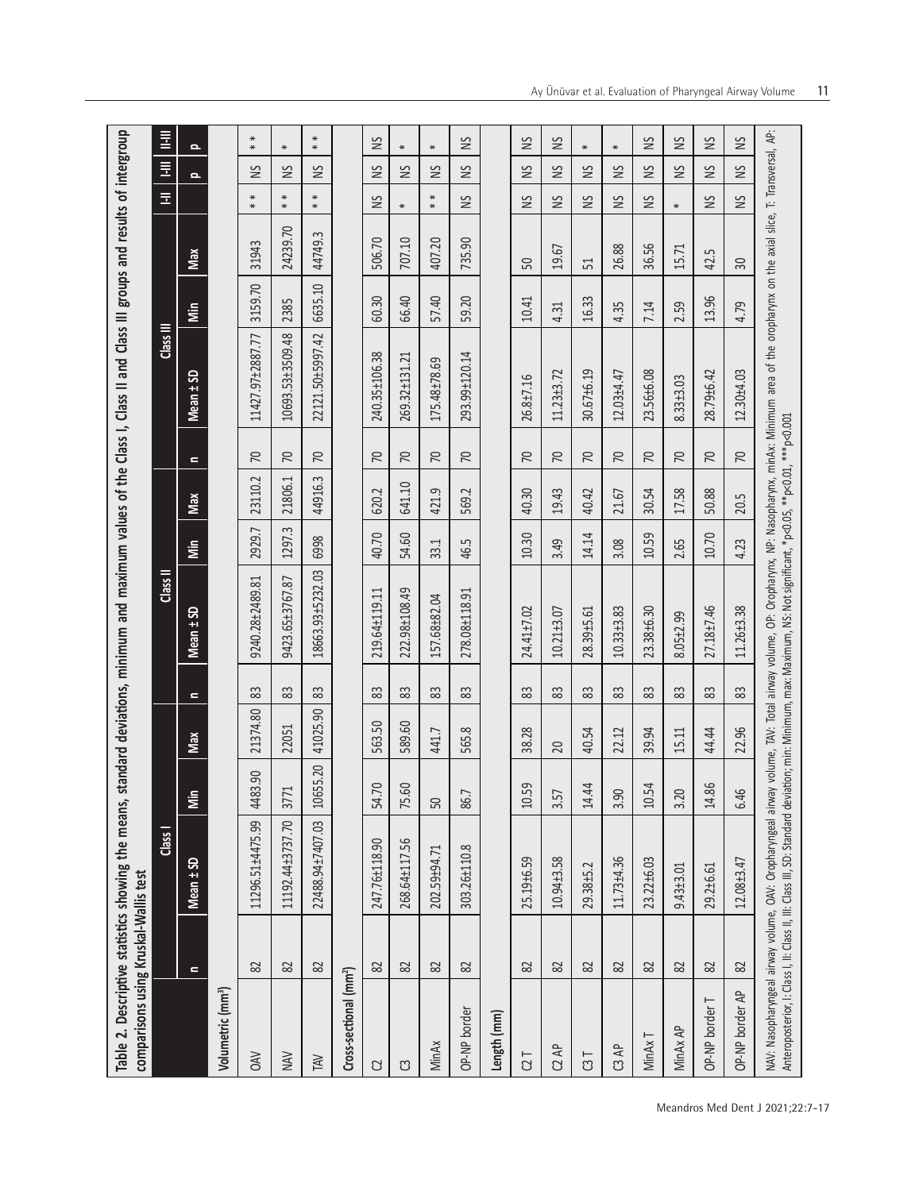**Table 2. Descriptive statistics showing the means, standard deviations, minimum and maximum values of the Class I, Class II and Class III groups and results of intergroup comparisons using Kruskal-Wallis test**

| | Class I | | | | Class II | | | | Class III | | | | I-II | I-III | II-III |
|---|---|---|---|---|---|---|---|---|---|---|---|---|---|---|---|
| | n | Mean ± SD | Min | Max | n | Mean ± SD | Min | Max | n | Mean ± SD | Min | Max | | p | p |
| **Volumetric (mm³)** | | | | | | | | | | | | | | | |
| OAV | 82 | 11296.51±4475.99 | 4483.90 | 21374.80 | 83 | 9240.28±2489.81 | 2929.7 | 23110.2 | 70 | 11427.97±2887.77 | 3159.70 | 31943 | ** | NS | ** |
| NAV | 82 | 11192.44±3737.70 | 3771 | 22051 | 83 | 9423.65±3767.87 | 1297.3 | 21806.1 | 70 | 10693.53±3509.48 | 2385 | 24239.70 | ** | NS | * |
| TAV | 82 | 22488.94±7407.03 | 10655.20 | 41025.90 | 83 | 18663.93±5232.03 | 6998 | 44916.3 | 70 | 22121.50±5997.42 | 6635.10 | 44749.3 | ** | NS | ** |
| **Cross-sectional (mm²)** | | | | | | | | | | | | | | | |
| C2 | 82 | 247.76±118.90 | 54.70 | 563.50 | 83 | 219.64±119.11 | 40.70 | 620.2 | 70 | 240.35±106.38 | 60.30 | 506.70 | NS | NS | NS |
| C3 | 82 | 268.64±117.56 | 75.60 | 589.60 | 83 | 222.98±108.49 | 54.60 | 641.10 | 70 | 269.32±131.21 | 66.40 | 707.10 | * | NS | * |
| MinAx | 82 | 202.59±94.71 | 50 | 441.7 | 83 | 157.68±82.04 | 33.1 | 421.9 | 70 | 175.48±78.69 | 57.40 | 407.20 | ** | NS | * |
| OP-NP border | 82 | 303.26±110.8 | 86.7 | 565.8 | 83 | 278.08±118.91 | 46.5 | 569.2 | 70 | 293.99±120.14 | 59.20 | 735.90 | NS | NS | NS |
| **Length (mm)** | | | | | | | | | | | | | | | |
| C2 T | 82 | 25.19±6.59 | 10.59 | 38.28 | 83 | 24.41±7.02 | 10.30 | 40.30 | 70 | 26.87±7.16 | 10.41 | 50 | NS | NS | NS |
| C2 AP | 82 | 10.94±3.58 | 3.57 | 20 | 83 | 10.21±3.07 | 3.49 | 19.43 | 70 | 11.23±3.72 | 4.31 | 19.67 | NS | NS | NS |
| C3 T | 82 | 29.38±5.2 | 14.44 | 40.54 | 83 | 28.39±5.61 | 14.14 | 40.42 | 70 | 30.67±6.19 | 16.33 | 51 | NS | NS | * |
| C3 AP | 82 | 11.73±4.36 | 3.90 | 22.12 | 83 | 10.33±3.83 | 3.08 | 21.67 | 70 | 12.03±4.47 | 4.35 | 26.88 | NS | NS | * |
| MinAx T | 82 | 23.22±6.03 | 10.54 | 39.94 | 83 | 23.38±6.30 | 10.59 | 30.54 | 70 | 23.56±6.08 | 7.14 | 36.56 | NS | NS | NS |
| MinAx AP | 82 | 9.43±3.01 | 3.20 | 15.11 | 83 | 8.05±2.99 | 2.65 | 17.58 | 70 | 8.33±3.03 | 2.59 | 15.71 | * | NS | NS |
| OP-NP border T | 82 | 29.2±6.61 | 14.86 | 44.44 | 83 | 27.18±7.46 | 10.70 | 50.88 | 70 | 28.79±6.42 | 13.96 | 42.5 | NS | NS | NS |
| OP-NP border AP | 82 | 12.08±3.47 | 6.46 | 22.96 | 83 | 11.26±3.38 | 4.23 | 20.5 | 70 | 12.30±4.03 | 4.79 | 30 | NS | NS | NS |

NAV: Nasopharyngeal airway volume, OAV: Oropharyngeal airway volume, TAV: Total airway volume, OP: Oropharynx, NP: Nasopharynx, minAx: Minimum area of the oropharynx on the axial slice, T: Transversal, AP: Anteroposterior, I: Class I, II: Class II, III: Class III, SD: Standard deviation; min: Minimum, max: Maximum, NS: Not significant, *p<0.05, **p<0.01, ***p<0.001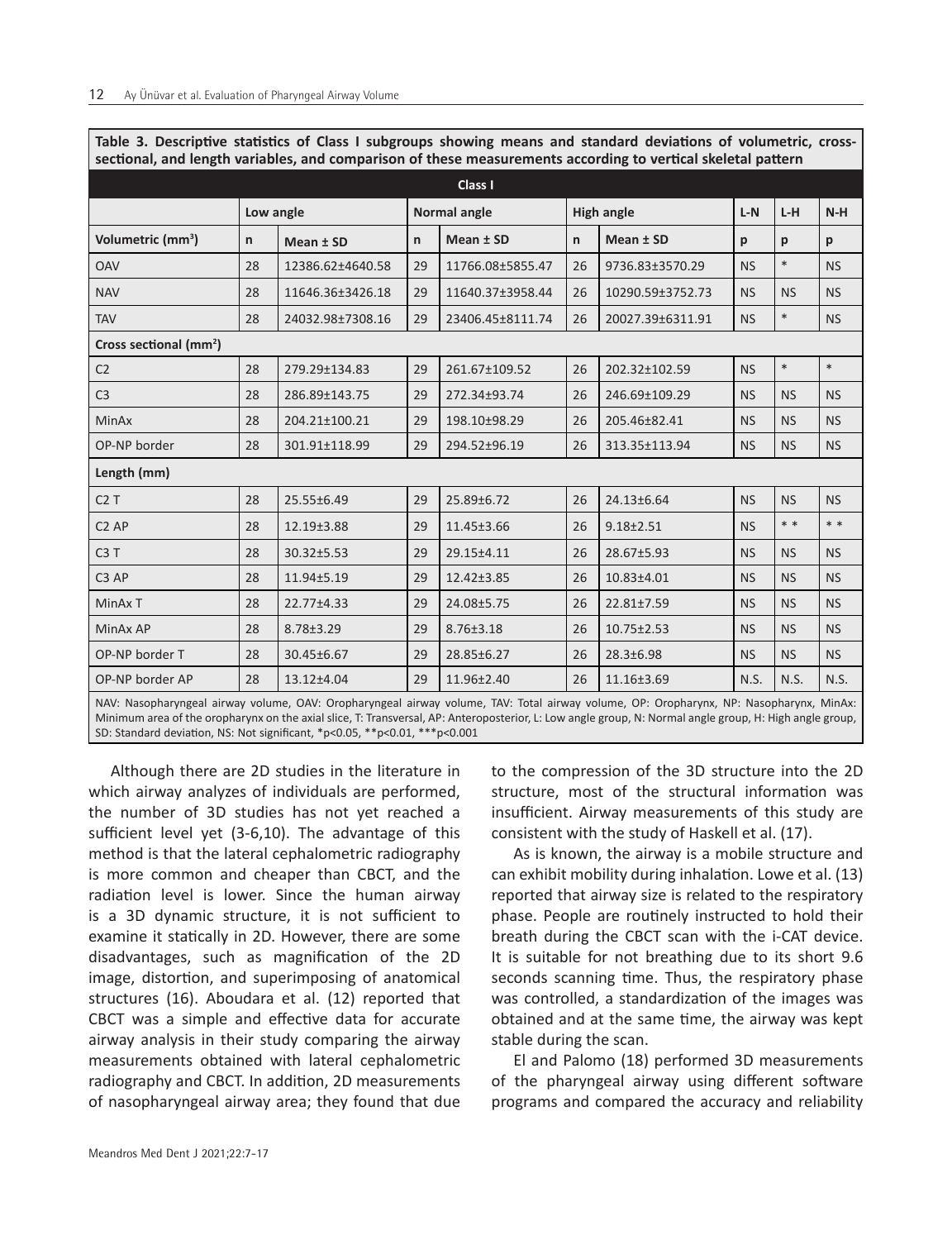**Table 3. Descriptive statistics of Class I subgroups showing means and standard deviations of volumetric, cross-sectional, and length variables, and comparison of these measurements according to vertical skeletal pattern**

| Class I | | | | | | | | | |
|---|---|---|---|---|---|---|---|---|---|
| | Low angle | | Normal angle | | High angle | | L-N | L-H | N-H |
| Volumetric (mm³) | n | Mean ± SD | n | Mean ± SD | n | Mean ± SD | p | p | p |
| OAV | 28 | 12386.62±4640.58 | 29 | 11766.08±5855.47 | 26 | 9736.83±3570.29 | NS | * | NS |
| NAV | 28 | 11646.36±3426.18 | 29 | 11640.37±3958.44 | 26 | 10290.59±3752.73 | NS | NS | NS |
| TAV | 28 | 24032.98±7308.16 | 29 | 23406.45±8111.74 | 26 | 20027.39±6311.91 | NS | * | NS |
| **Cross sectional (mm²)** | | | | | | | | | |
| C2 | 28 | 279.29±134.83 | 29 | 261.67±109.52 | 26 | 202.32±102.59 | NS | * | * |
| C3 | 28 | 286.89±143.75 | 29 | 272.34±93.74 | 26 | 246.69±109.29 | NS | NS | NS |
| MinAx | 28 | 204.21±100.21 | 29 | 198.10±98.29 | 26 | 205.46±82.41 | NS | NS | NS |
| OP-NP border | 28 | 301.91±118.99 | 29 | 294.52±96.19 | 26 | 313.35±113.94 | NS | NS | NS |
| **Length (mm)** | | | | | | | | | |
| C2 T | 28 | 25.55±6.49 | 29 | 25.89±6.72 | 26 | 24.13±6.64 | NS | NS | NS |
| C2 AP | 28 | 12.19±3.88 | 29 | 11.45±3.66 | 26 | 9.18±2.51 | NS | * * | * * |
| C3 T | 28 | 30.32±5.53 | 29 | 29.15±4.11 | 26 | 28.67±5.93 | NS | NS | NS |
| C3 AP | 28 | 11.94±5.19 | 29 | 12.42±3.85 | 26 | 10.83±4.01 | NS | NS | NS |
| MinAx T | 28 | 22.77±4.33 | 29 | 24.08±5.75 | 26 | 22.81±7.59 | NS | NS | NS |
| MinAx AP | 28 | 8.78±3.29 | 29 | 8.76±3.18 | 26 | 10.75±2.53 | NS | NS | NS |
| OP-NP border T | 28 | 30.45±6.67 | 29 | 28.85±6.27 | 26 | 28.3±6.98 | NS | NS | NS |
| OP-NP border AP | 28 | 13.12±4.04 | 29 | 11.96±2.40 | 26 | 11.16±3.69 | N.S. | N.S. | N.S. |

NAV: Nasopharyngeal airway volume, OAV: Oropharyngeal airway volume, TAV: Total airway volume, OP: Oropharynx, NP: Nasopharynx, MinAx: Minimum area of the oropharynx on the axial slice, T: Transversal, AP: Anteroposterior, L: Low angle group, N: Normal angle group, H: High angle group, SD: Standard deviation, NS: Not significant, *p<0.05, **p<0.01, ***p<0.001

Although there are 2D studies in the literature in which airway analyzes of individuals are performed, the number of 3D studies has not yet reached a sufficient level yet (3-6,10). The advantage of this method is that the lateral cephalometric radiography is more common and cheaper than CBCT, and the radiation level is lower. Since the human airway is a 3D dynamic structure, it is not sufficient to examine it statically in 2D. However, there are some disadvantages, such as magnification of the 2D image, distortion, and superimposing of anatomical structures (16). Aboudara et al. (12) reported that CBCT was a simple and effective data for accurate airway analysis in their study comparing the airway measurements obtained with lateral cephalometric radiography and CBCT. In addition, 2D measurements of nasopharyngeal airway area; they found that due to the compression of the 3D structure into the 2D structure, most of the structural information was insufficient. Airway measurements of this study are consistent with the study of Haskell et al. (17).

As is known, the airway is a mobile structure and can exhibit mobility during inhalation. Lowe et al. (13) reported that airway size is related to the respiratory phase. People are routinely instructed to hold their breath during the CBCT scan with the i-CAT device. It is suitable for not breathing due to its short 9.6 seconds scanning time. Thus, the respiratory phase was controlled, a standardization of the images was obtained and at the same time, the airway was kept stable during the scan.

El and Palomo (18) performed 3D measurements of the pharyngeal airway using different software programs and compared the accuracy and reliability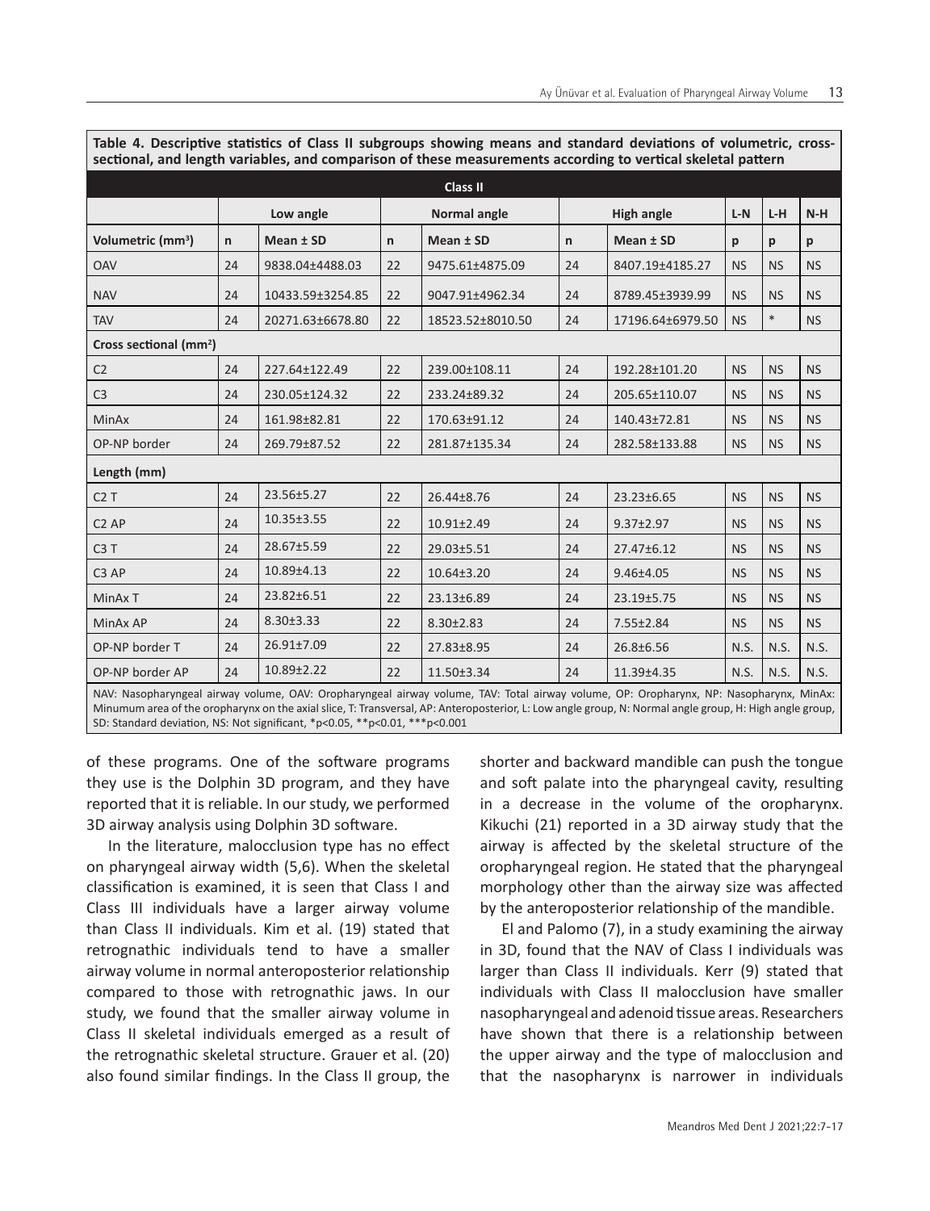**Table 4. Descriptive statistics of Class II subgroups showing means and standard deviations of volumetric, cross-sectional, and length variables, and comparison of these measurements according to vertical skeletal pattern**

| Class II | | | | | | | | | |
|---|---|---|---|---|---|---|---|---|---|
| | Low angle | | Normal angle | | High angle | | L-N | L-H | N-H |
| Volumetric (mm³) | n | Mean ± SD | n | Mean ± SD | n | Mean ± SD | p | p | p |
| OAV | 24 | 9838.04±4488.03 | 22 | 9475.61±4875.09 | 24 | 8407.19±4185.27 | NS | NS | NS |
| NAV | 24 | 10433.59±3254.85 | 22 | 9047.91±4962.34 | 24 | 8789.45±3939.99 | NS | NS | NS |
| TAV | 24 | 20271.63±6678.80 | 22 | 18523.52±8010.50 | 24 | 17196.64±6979.50 | NS | * | NS |
| **Cross sectional (mm²)** | | | | | | | | | |
| C2 | 24 | 227.64±122.49 | 22 | 239.00±108.11 | 24 | 192.28±101.20 | NS | NS | NS |
| C3 | 24 | 230.05±124.32 | 22 | 233.24±89.32 | 24 | 205.65±110.07 | NS | NS | NS |
| MinAx | 24 | 161.98±82.81 | 22 | 170.63±91.12 | 24 | 140.43±72.81 | NS | NS | NS |
| OP-NP border | 24 | 269.79±87.52 | 22 | 281.87±135.34 | 24 | 282.58±133.88 | NS | NS | NS |
| **Length (mm)** | | | | | | | | | |
| C2 T | 24 | 23.56±5.27 | 22 | 26.44±8.76 | 24 | 23.23±6.65 | NS | NS | NS |
| C2 AP | 24 | 10.35±3.55 | 22 | 10.91±2.49 | 24 | 9.37±2.97 | NS | NS | NS |
| C3 T | 24 | 28.67±5.59 | 22 | 29.03±5.51 | 24 | 27.47±6.12 | NS | NS | NS |
| C3 AP | 24 | 10.89±4.13 | 22 | 10.64±3.20 | 24 | 9.46±4.05 | NS | NS | NS |
| MinAx T | 24 | 23.82±6.51 | 22 | 23.13±6.89 | 24 | 23.19±5.75 | NS | NS | NS |
| MinAx AP | 24 | 8.30±3.33 | 22 | 8.30±2.83 | 24 | 7.55±2.84 | NS | NS | NS |
| OP-NP border T | 24 | 26.91±7.09 | 22 | 27.83±8.95 | 24 | 26.8±6.56 | N.S. | N.S. | N.S. |
| OP-NP border AP | 24 | 10.89±2.22 | 22 | 11.50±3.34 | 24 | 11.39±4.35 | N.S. | N.S. | N.S. |

NAV: Nasopharyngeal airway volume, OAV: Oropharyngeal airway volume, TAV: Total airway volume, OP: Oropharynx, NP: Nasopharynx, MinAx: Minumum area of the oropharynx on the axial slice, T: Transversal, AP: Anteroposterior, L: Low angle group, N: Normal angle group, H: High angle group, SD: Standard deviation, NS: Not significant, *p<0.05, **p<0.01, ***p<0.001

of these programs. One of the software programs they use is the Dolphin 3D program, and they have reported that it is reliable. In our study, we performed 3D airway analysis using Dolphin 3D software.

In the literature, malocclusion type has no effect on pharyngeal airway width (5,6). When the skeletal classification is examined, it is seen that Class I and Class III individuals have a larger airway volume than Class II individuals. Kim et al. (19) stated that retrognathic individuals tend to have a smaller airway volume in normal anteroposterior relationship compared to those with retrognathic jaws. In our study, we found that the smaller airway volume in Class II skeletal individuals emerged as a result of the retrognathic skeletal structure. Grauer et al. (20) also found similar findings. In the Class II group, the shorter and backward mandible can push the tongue and soft palate into the pharyngeal cavity, resulting in a decrease in the volume of the oropharynx. Kikuchi (21) reported in a 3D airway study that the airway is affected by the skeletal structure of the oropharyngeal region. He stated that the pharyngeal morphology other than the airway size was affected by the anteroposterior relationship of the mandible.

El and Palomo (7), in a study examining the airway in 3D, found that the NAV of Class I individuals was larger than Class II individuals. Kerr (9) stated that individuals with Class II malocclusion have smaller nasopharyngeal and adenoid tissue areas. Researchers have shown that there is a relationship between the upper airway and the type of malocclusion and that the nasopharynx is narrower in individuals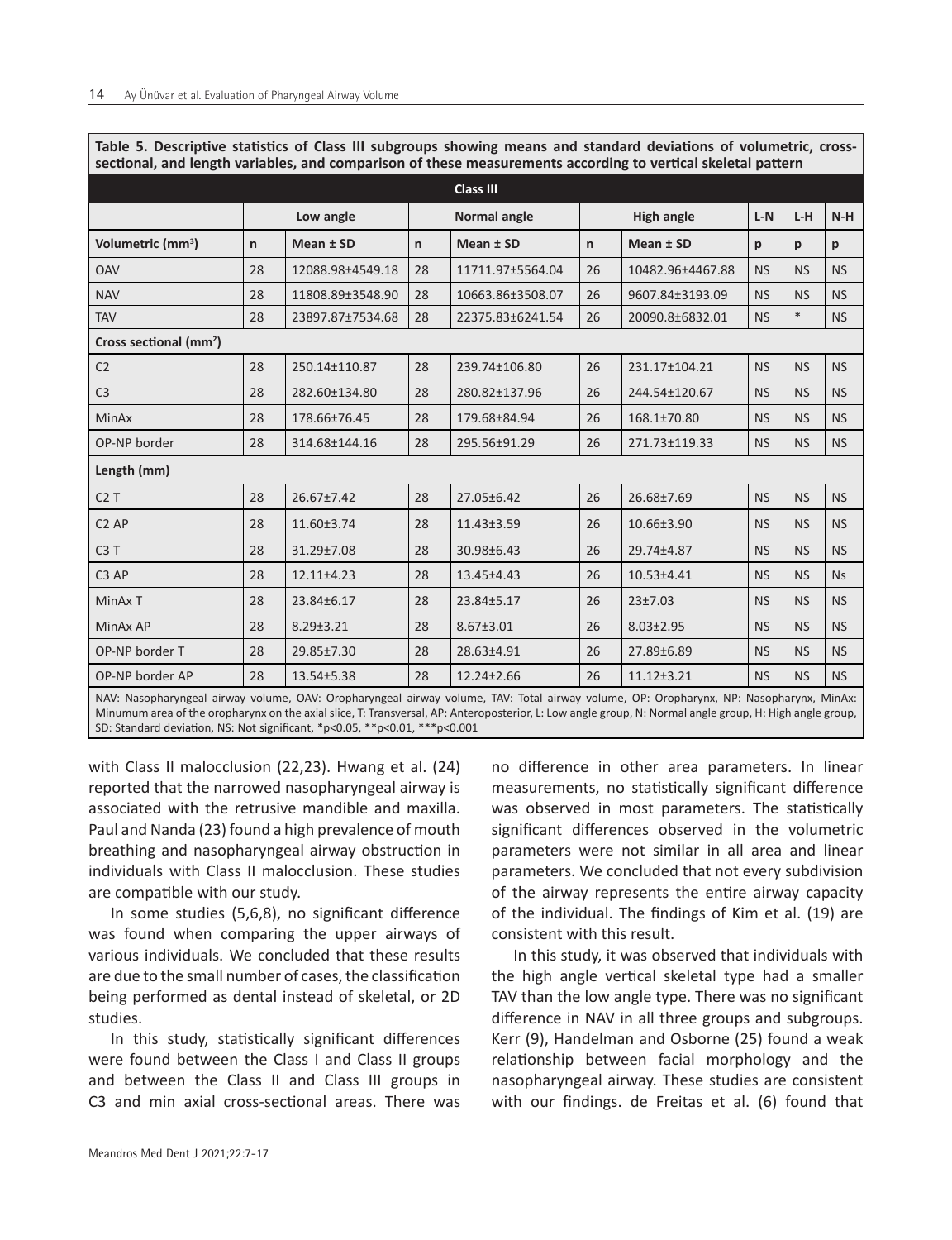**Table 5. Descriptive statistics of Class III subgroups showing means and standard deviations of volumetric, cross-sectional, and length variables, and comparison of these measurements according to vertical skeletal pattern**

| Class III | | | | | | | | | |
|---|---|---|---|---|---|---|---|---|---|
| | Low angle | | Normal angle | | High angle | | L-N | L-H | N-H |
| Volumetric (mm³) | n | Mean ± SD | n | Mean ± SD | n | Mean ± SD | p | p | p |
| OAV | 28 | 12088.98±4549.18 | 28 | 11711.97±5564.04 | 26 | 10482.96±4467.88 | NS | NS | NS |
| NAV | 28 | 11808.89±3548.90 | 28 | 10663.86±3508.07 | 26 | 9607.84±3193.09 | NS | NS | NS |
| TAV | 28 | 23897.87±7534.68 | 28 | 22375.83±6241.54 | 26 | 20090.8±6832.01 | NS | * | NS |
| Cross sectional (mm²) | | | | | | | | | |
| C2 | 28 | 250.14±110.87 | 28 | 239.74±106.80 | 26 | 231.17±104.21 | NS | NS | NS |
| C3 | 28 | 282.60±134.80 | 28 | 280.82±137.96 | 26 | 244.54±120.67 | NS | NS | NS |
| MinAx | 28 | 178.66±76.45 | 28 | 179.68±84.94 | 26 | 168.1±70.80 | NS | NS | NS |
| OP-NP border | 28 | 314.68±144.16 | 28 | 295.56±91.29 | 26 | 271.73±119.33 | NS | NS | NS |
| Length (mm) | | | | | | | | | |
| C2 T | 28 | 26.67±7.42 | 28 | 27.05±6.42 | 26 | 26.68±7.69 | NS | NS | NS |
| C2 AP | 28 | 11.60±3.74 | 28 | 11.43±3.59 | 26 | 10.66±3.90 | NS | NS | NS |
| C3 T | 28 | 31.29±7.08 | 28 | 30.98±6.43 | 26 | 29.74±4.87 | NS | NS | NS |
| C3 AP | 28 | 12.11±4.23 | 28 | 13.45±4.43 | 26 | 10.53±4.41 | NS | NS | Ns |
| MinAx T | 28 | 23.84±6.17 | 28 | 23.84±5.17 | 26 | 23±7.03 | NS | NS | NS |
| MinAx AP | 28 | 8.29±3.21 | 28 | 8.67±3.01 | 26 | 8.03±2.95 | NS | NS | NS |
| OP-NP border T | 28 | 29.85±7.30 | 28 | 28.63±4.91 | 26 | 27.89±6.89 | NS | NS | NS |
| OP-NP border AP | 28 | 13.54±5.38 | 28 | 12.24±2.66 | 26 | 11.12±3.21 | NS | NS | NS |

NAV: Nasopharyngeal airway volume, OAV: Oropharyngeal airway volume, TAV: Total airway volume, OP: Oropharynx, NP: Nasopharynx, MinAx: Minumum area of the oropharynx on the axial slice, T: Transversal, AP: Anteroposterior, L: Low angle group, N: Normal angle group, H: High angle group, SD: Standard deviation, NS: Not significant, *p<0.05, **p<0.01, ***p<0.001

with Class II malocclusion (22,23). Hwang et al. (24) reported that the narrowed nasopharyngeal airway is associated with the retrusive mandible and maxilla. Paul and Nanda (23) found a high prevalence of mouth breathing and nasopharyngeal airway obstruction in individuals with Class II malocclusion. These studies are compatible with our study.

In some studies (5,6,8), no significant difference was found when comparing the upper airways of various individuals. We concluded that these results are due to the small number of cases, the classification being performed as dental instead of skeletal, or 2D studies.

In this study, statistically significant differences were found between the Class I and Class II groups and between the Class II and Class III groups in C3 and min axial cross-sectional areas. There was no difference in other area parameters. In linear measurements, no statistically significant difference was observed in most parameters. The statistically significant differences observed in the volumetric parameters were not similar in all area and linear parameters. We concluded that not every subdivision of the airway represents the entire airway capacity of the individual. The findings of Kim et al. (19) are consistent with this result.

In this study, it was observed that individuals with the high angle vertical skeletal type had a smaller TAV than the low angle type. There was no significant difference in NAV in all three groups and subgroups. Kerr (9), Handelman and Osborne (25) found a weak relationship between facial morphology and the nasopharyngeal airway. These studies are consistent with our findings. de Freitas et al. (6) found that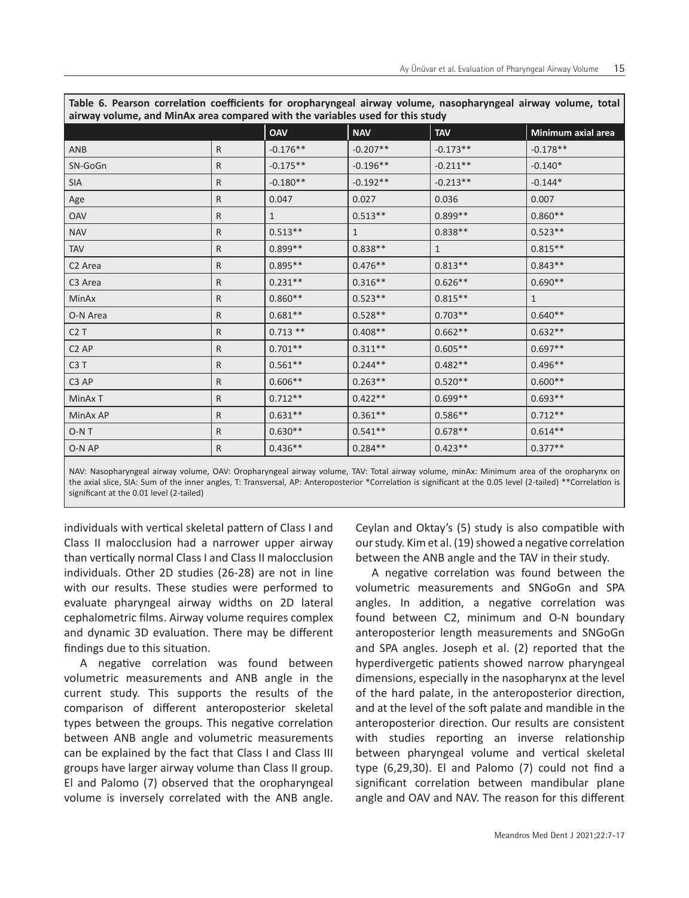**Table 6. Pearson correlation coefficients for oropharyngeal airway volume, nasopharyngeal airway volume, total airway volume, and MinAx area compared with the variables used for this study**

| | | OAV | NAV | TAV | Minimum axial area |
|---|---|---|---|---|---|
| ANB | R | -0.176** | -0.207** | -0.173** | -0.178** |
| SN-GoGn | R | -0.175** | -0.196** | -0.211** | -0.140* |
| SIA | R | -0.180** | -0.192** | -0.213** | -0.144* |
| Age | R | 0.047 | 0.027 | 0.036 | 0.007 |
| OAV | R | 1 | 0.513** | 0.899** | 0.860** |
| NAV | R | 0.513** | 1 | 0.838** | 0.523** |
| TAV | R | 0.899** | 0.838** | 1 | 0.815** |
| C2 Area | R | 0.895** | 0.476** | 0.813** | 0.843** |
| C3 Area | R | 0.231** | 0.316** | 0.626** | 0.690** |
| MinAx | R | 0.860** | 0.523** | 0.815** | 1 |
| O-N Area | R | 0.681** | 0.528** | 0.703** | 0.640** |
| C2 T | R | 0.713 ** | 0.408** | 0.662** | 0.632** |
| C2 AP | R | 0.701** | 0.311** | 0.605** | 0.697** |
| C3 T | R | 0.561** | 0.244** | 0.482** | 0.496** |
| C3 AP | R | 0.606** | 0.263** | 0.520** | 0.600** |
| MinAx T | R | 0.712** | 0.422** | 0.699** | 0.693** |
| MinAx AP | R | 0.631** | 0.361** | 0.586** | 0.712** |
| O-N T | R | 0.630** | 0.541** | 0.678** | 0.614** |
| O-N AP | R | 0.436** | 0.284** | 0.423** | 0.377** |

NAV: Nasopharyngeal airway volume, OAV: Oropharyngeal airway volume, TAV: Total airway volume, minAx: Minimum area of the oropharynx on the axial slice, SIA: Sum of the inner angles, T: Transversal, AP: Anteroposterior *Correlation is significant at the 0.05 level (2-tailed) **Correlation is significant at the 0.01 level (2-tailed)

individuals with vertical skeletal pattern of Class I and Class II malocclusion had a narrower upper airway than vertically normal Class I and Class II malocclusion individuals. Other 2D studies (26-28) are not in line with our results. These studies were performed to evaluate pharyngeal airway widths on 2D lateral cephalometric films. Airway volume requires complex and dynamic 3D evaluation. There may be different findings due to this situation.

A negative correlation was found between volumetric measurements and ANB angle in the current study. This supports the results of the comparison of different anteroposterior skeletal types between the groups. This negative correlation between ANB angle and volumetric measurements can be explained by the fact that Class I and Class III groups have larger airway volume than Class II group. El and Palomo (7) observed that the oropharyngeal volume is inversely correlated with the ANB angle. Ceylan and Oktay's (5) study is also compatible with our study. Kim et al. (19) showed a negative correlation between the ANB angle and the TAV in their study.

A negative correlation was found between the volumetric measurements and SNGoGn and SPA angles. In addition, a negative correlation was found between C2, minimum and O-N boundary anteroposterior length measurements and SNGoGn and SPA angles. Joseph et al. (2) reported that the hyperdivergetic patients showed narrow pharyngeal dimensions, especially in the nasopharynx at the level of the hard palate, in the anteroposterior direction, and at the level of the soft palate and mandible in the anteroposterior direction. Our results are consistent with studies reporting an inverse relationship between pharyngeal volume and vertical skeletal type (6,29,30). El and Palomo (7) could not find a significant correlation between mandibular plane angle and OAV and NAV. The reason for this different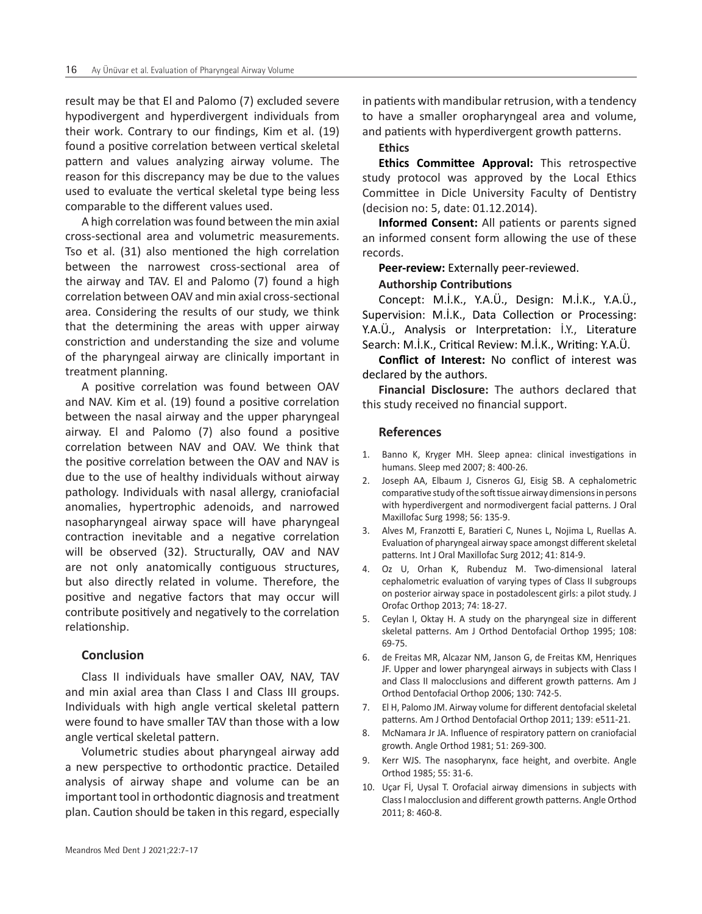result may be that El and Palomo (7) excluded severe hypodivergent and hyperdivergent individuals from their work. Contrary to our findings, Kim et al. (19) found a positive correlation between vertical skeletal pattern and values analyzing airway volume. The reason for this discrepancy may be due to the values used to evaluate the vertical skeletal type being less comparable to the different values used.

A high correlation was found between the min axial cross-sectional area and volumetric measurements. Tso et al. (31) also mentioned the high correlation between the narrowest cross-sectional area of the airway and TAV. El and Palomo (7) found a high correlation between OAV and min axial cross-sectional area. Considering the results of our study, we think that the determining the areas with upper airway constriction and understanding the size and volume of the pharyngeal airway are clinically important in treatment planning.

A positive correlation was found between OAV and NAV. Kim et al. (19) found a positive correlation between the nasal airway and the upper pharyngeal airway. El and Palomo (7) also found a positive correlation between NAV and OAV. We think that the positive correlation between the OAV and NAV is due to the use of healthy individuals without airway pathology. Individuals with nasal allergy, craniofacial anomalies, hypertrophic adenoids, and narrowed nasopharyngeal airway space will have pharyngeal contraction inevitable and a negative correlation will be observed (32). Structurally, OAV and NAV are not only anatomically contiguous structures, but also directly related in volume. Therefore, the positive and negative factors that may occur will contribute positively and negatively to the correlation relationship.

## Conclusion

Class II individuals have smaller OAV, NAV, TAV and min axial area than Class I and Class III groups. Individuals with high angle vertical skeletal pattern were found to have smaller TAV than those with a low angle vertical skeletal pattern.

Volumetric studies about pharyngeal airway add a new perspective to orthodontic practice. Detailed analysis of airway shape and volume can be an important tool in orthodontic diagnosis and treatment plan. Caution should be taken in this regard, especially in patients with mandibular retrusion, with a tendency to have a smaller oropharyngeal area and volume, and patients with hyperdivergent growth patterns.

**Ethics**

**Ethics Committee Approval:** This retrospective study protocol was approved by the Local Ethics Committee in Dicle University Faculty of Dentistry (decision no: 5, date: 01.12.2014).

**Informed Consent:** All patients or parents signed an informed consent form allowing the use of these records.

**Peer-review:** Externally peer-reviewed.

**Authorship Contributions**

Concept: M.İ.K., Y.A.Ü., Design: M.İ.K., Y.A.Ü., Supervision: M.İ.K., Data Collection or Processing: Y.A.Ü., Analysis or Interpretation: İ.Y., Literature Search: M.İ.K., Critical Review: M.İ.K., Writing: Y.A.Ü.

**Conflict of Interest:** No conflict of interest was declared by the authors.

**Financial Disclosure:** The authors declared that this study received no financial support.

## References

1. Banno K, Kryger MH. Sleep apnea: clinical investigations in humans. Sleep med 2007; 8: 400-26.
2. Joseph AA, Elbaum J, Cisneros GJ, Eisig SB. A cephalometric comparative study of the soft tissue airway dimensions in persons with hyperdivergent and normodivergent facial patterns. J Oral Maxillofac Surg 1998; 56: 135-9.
3. Alves M, Franzotti E, Baratieri C, Nunes L, Nojima L, Ruellas A. Evaluation of pharyngeal airway space amongst different skeletal patterns. Int J Oral Maxillofac Surg 2012; 41: 814-9.
4. Oz U, Orhan K, Rubenduz M. Two-dimensional lateral cephalometric evaluation of varying types of Class II subgroups on posterior airway space in postadolescent girls: a pilot study. J Orofac Orthop 2013; 74: 18-27.
5. Ceylan I, Oktay H. A study on the pharyngeal size in different skeletal patterns. Am J Orthod Dentofacial Orthop 1995; 108: 69-75.
6. de Freitas MR, Alcazar NM, Janson G, de Freitas KM, Henriques JF. Upper and lower pharyngeal airways in subjects with Class I and Class II malocclusions and different growth patterns. Am J Orthod Dentofacial Orthop 2006; 130: 742-5.
7. El H, Palomo JM. Airway volume for different dentofacial skeletal patterns. Am J Orthod Dentofacial Orthop 2011; 139: e511-21.
8. McNamara Jr JA. Influence of respiratory pattern on craniofacial growth. Angle Orthod 1981; 51: 269-300.
9. Kerr WJS. The nasopharynx, face height, and overbite. Angle Orthod 1985; 55: 31-6.
10. Uçar Fİ, Uysal T. Orofacial airway dimensions in subjects with Class I malocclusion and different growth patterns. Angle Orthod 2011; 8: 460-8.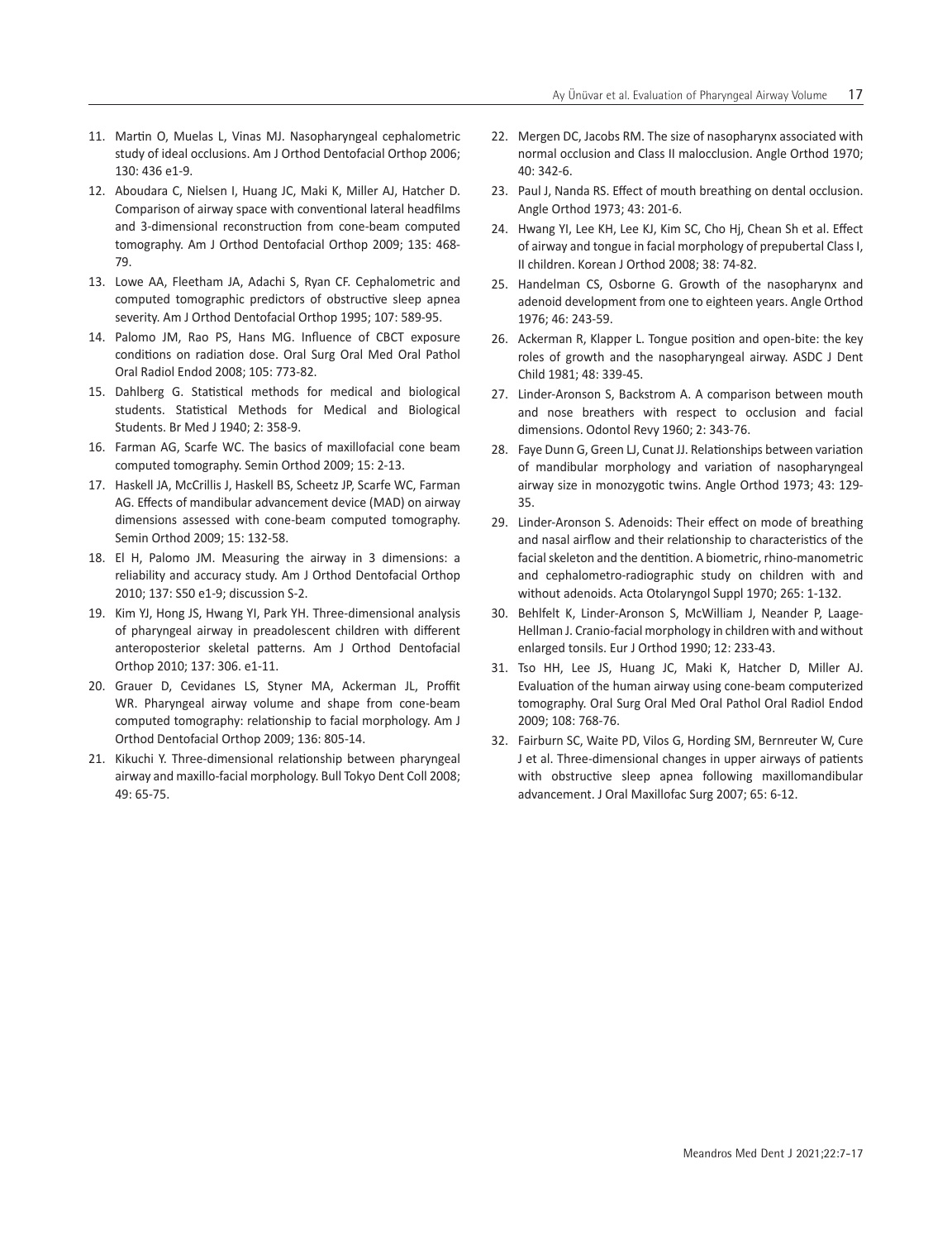11. Martin O, Muelas L, Vinas MJ. Nasopharyngeal cephalometric study of ideal occlusions. Am J Orthod Dentofacial Orthop 2006; 130: 436 e1-9.
12. Aboudara C, Nielsen I, Huang JC, Maki K, Miller AJ, Hatcher D. Comparison of airway space with conventional lateral headfilms and 3-dimensional reconstruction from cone-beam computed tomography. Am J Orthod Dentofacial Orthop 2009; 135: 468-79.
13. Lowe AA, Fleetham JA, Adachi S, Ryan CF. Cephalometric and computed tomographic predictors of obstructive sleep apnea severity. Am J Orthod Dentofacial Orthop 1995; 107: 589-95.
14. Palomo JM, Rao PS, Hans MG. Influence of CBCT exposure conditions on radiation dose. Oral Surg Oral Med Oral Pathol Oral Radiol Endod 2008; 105: 773-82.
15. Dahlberg G. Statistical methods for medical and biological students. Statistical Methods for Medical and Biological Students. Br Med J 1940; 2: 358-9.
16. Farman AG, Scarfe WC. The basics of maxillofacial cone beam computed tomography. Semin Orthod 2009; 15: 2-13.
17. Haskell JA, McCrillis J, Haskell BS, Scheetz JP, Scarfe WC, Farman AG. Effects of mandibular advancement device (MAD) on airway dimensions assessed with cone-beam computed tomography. Semin Orthod 2009; 15: 132-58.
18. El H, Palomo JM. Measuring the airway in 3 dimensions: a reliability and accuracy study. Am J Orthod Dentofacial Orthop 2010; 137: S50 e1-9; discussion S-2.
19. Kim YJ, Hong JS, Hwang YI, Park YH. Three-dimensional analysis of pharyngeal airway in preadolescent children with different anteroposterior skeletal patterns. Am J Orthod Dentofacial Orthop 2010; 137: 306. e1-11.
20. Grauer D, Cevidanes LS, Styner MA, Ackerman JL, Proffit WR. Pharyngeal airway volume and shape from cone-beam computed tomography: relationship to facial morphology. Am J Orthod Dentofacial Orthop 2009; 136: 805-14.
21. Kikuchi Y. Three-dimensional relationship between pharyngeal airway and maxillo-facial morphology. Bull Tokyo Dent Coll 2008; 49: 65-75.
22. Mergen DC, Jacobs RM. The size of nasopharynx associated with normal occlusion and Class II malocclusion. Angle Orthod 1970; 40: 342-6.
23. Paul J, Nanda RS. Effect of mouth breathing on dental occlusion. Angle Orthod 1973; 43: 201-6.
24. Hwang YI, Lee KH, Lee KJ, Kim SC, Cho Hj, Chean Sh et al. Effect of airway and tongue in facial morphology of prepubertal Class I, II children. Korean J Orthod 2008; 38: 74-82.
25. Handelman CS, Osborne G. Growth of the nasopharynx and adenoid development from one to eighteen years. Angle Orthod 1976; 46: 243-59.
26. Ackerman R, Klapper L. Tongue position and open-bite: the key roles of growth and the nasopharyngeal airway. ASDC J Dent Child 1981; 48: 339-45.
27. Linder-Aronson S, Backstrom A. A comparison between mouth and nose breathers with respect to occlusion and facial dimensions. Odontol Revy 1960; 2: 343-76.
28. Faye Dunn G, Green LJ, Cunat JJ. Relationships between variation of mandibular morphology and variation of nasopharyngeal airway size in monozygotic twins. Angle Orthod 1973; 43: 129-35.
29. Linder-Aronson S. Adenoids: Their effect on mode of breathing and nasal airflow and their relationship to characteristics of the facial skeleton and the dentition. A biometric, rhino-manometric and cephalometro-radiographic study on children with and without adenoids. Acta Otolaryngol Suppl 1970; 265: 1-132.
30. Behlfelt K, Linder-Aronson S, McWilliam J, Neander P, Laage-Hellman J. Cranio-facial morphology in children with and without enlarged tonsils. Eur J Orthod 1990; 12: 233-43.
31. Tso HH, Lee JS, Huang JC, Maki K, Hatcher D, Miller AJ. Evaluation of the human airway using cone-beam computerized tomography. Oral Surg Oral Med Oral Pathol Oral Radiol Endod 2009; 108: 768-76.
32. Fairburn SC, Waite PD, Vilos G, Hording SM, Bernreuter W, Cure J et al. Three-dimensional changes in upper airways of patients with obstructive sleep apnea following maxillomandibular advancement. J Oral Maxillofac Surg 2007; 65: 6-12.